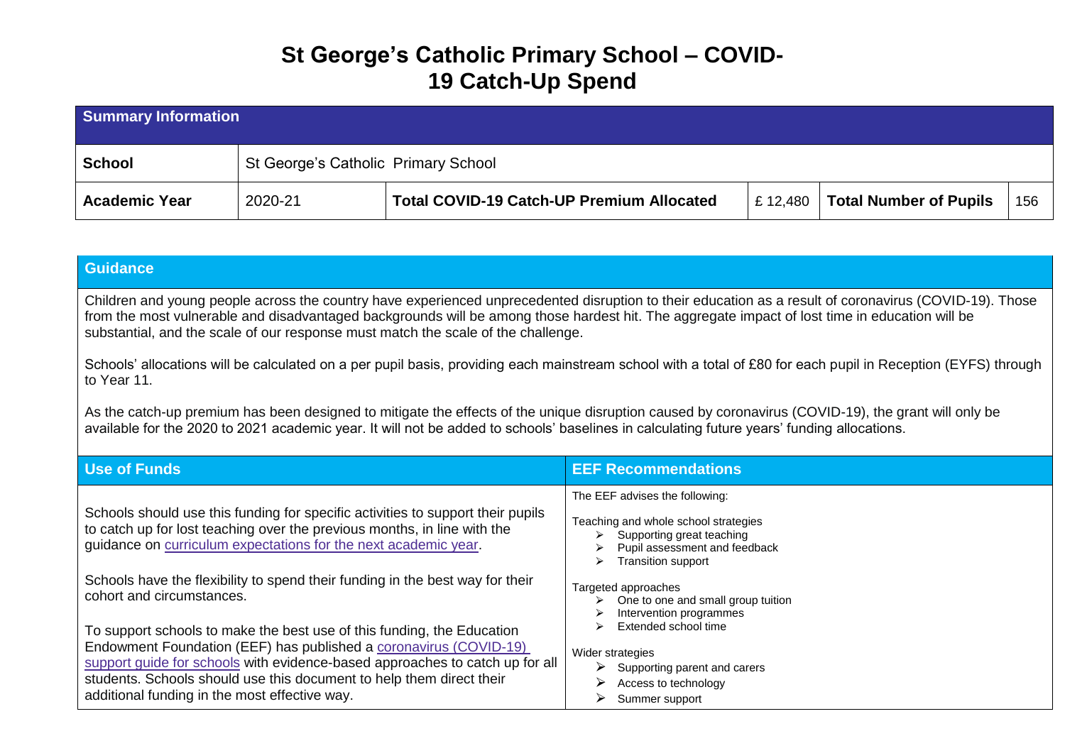# St George's Catholic Primary School – COVID-19 Catch-Up Spend

| Summary Information | | | | | |
|---|---|---|---|---|---|
| **School** | St George's Catholic Primary School | | | | |
| **Academic Year** | 2020-21 | **Total COVID-19 Catch-UP Premium Allocated** | £ 12,480 | **Total Number of Pupils** | 156 |

## Guidance

Children and young people across the country have experienced unprecedented disruption to their education as a result of coronavirus (COVID-19). Those from the most vulnerable and disadvantaged backgrounds will be among those hardest hit. The aggregate impact of lost time in education will be substantial, and the scale of our response must match the scale of the challenge.

Schools' allocations will be calculated on a per pupil basis, providing each mainstream school with a total of £80 for each pupil in Reception (EYFS) through to Year 11.

As the catch-up premium has been designed to mitigate the effects of the unique disruption caused by coronavirus (COVID-19), the grant will only be available for the 2020 to 2021 academic year. It will not be added to schools' baselines in calculating future years' funding allocations.

| Use of Funds | EEF Recommendations |
|---|---|
| Schools should use this funding for specific activities to support their pupils to catch up for lost teaching over the previous months, in line with the guidance on curriculum expectations for the next academic year.<br><br>Schools have the flexibility to spend their funding in the best way for their cohort and circumstances.<br><br>To support schools to make the best use of this funding, the Education Endowment Foundation (EEF) has published a coronavirus (COVID-19) support guide for schools with evidence-based approaches to catch up for all students. Schools should use this document to help them direct their additional funding in the most effective way. | The EEF advises the following:<br><br>Teaching and whole school strategies<br>➢ Supporting great teaching<br>➢ Pupil assessment and feedback<br>➢ Transition support<br><br>Targeted approaches<br>➢ One to one and small group tuition<br>➢ Intervention programmes<br>➢ Extended school time<br><br>Wider strategies<br>➢ Supporting parent and carers<br>➢ Access to technology<br>➢ Summer support |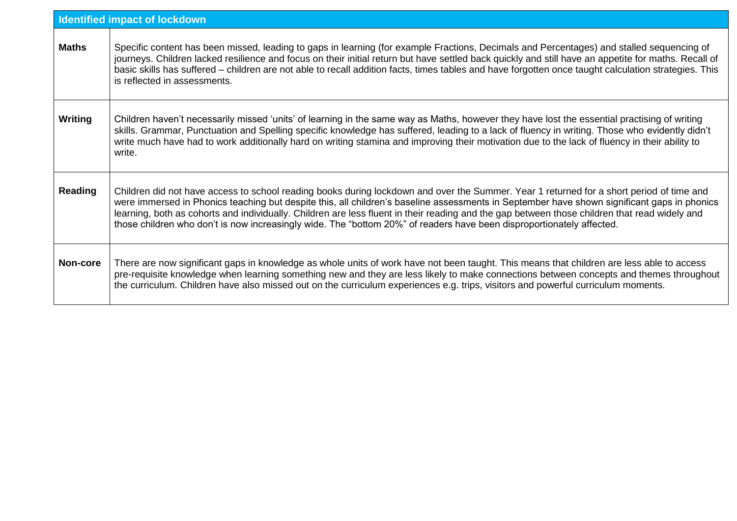| Identified impact of lockdown | |
|---|---|
| **Maths** | Specific content has been missed, leading to gaps in learning (for example Fractions, Decimals and Percentages) and stalled sequencing of journeys. Children lacked resilience and focus on their initial return but have settled back quickly and still have an appetite for maths. Recall of basic skills has suffered – children are not able to recall addition facts, times tables and have forgotten once taught calculation strategies. This is reflected in assessments. |
| **Writing** | Children haven't necessarily missed 'units' of learning in the same way as Maths, however they have lost the essential practising of writing skills. Grammar, Punctuation and Spelling specific knowledge has suffered, leading to a lack of fluency in writing. Those who evidently didn't write much have had to work additionally hard on writing stamina and improving their motivation due to the lack of fluency in their ability to write. |
| **Reading** | Children did not have access to school reading books during lockdown and over the Summer. Year 1 returned for a short period of time and were immersed in Phonics teaching but despite this, all children's baseline assessments in September have shown significant gaps in phonics learning, both as cohorts and individually. Children are less fluent in their reading and the gap between those children that read widely and those children who don't is now increasingly wide. The "bottom 20%" of readers have been disproportionately affected. |
| **Non-core** | There are now significant gaps in knowledge as whole units of work have not been taught. This means that children are less able to access pre-requisite knowledge when learning something new and they are less likely to make connections between concepts and themes throughout the curriculum. Children have also missed out on the curriculum experiences e.g. trips, visitors and powerful curriculum moments. |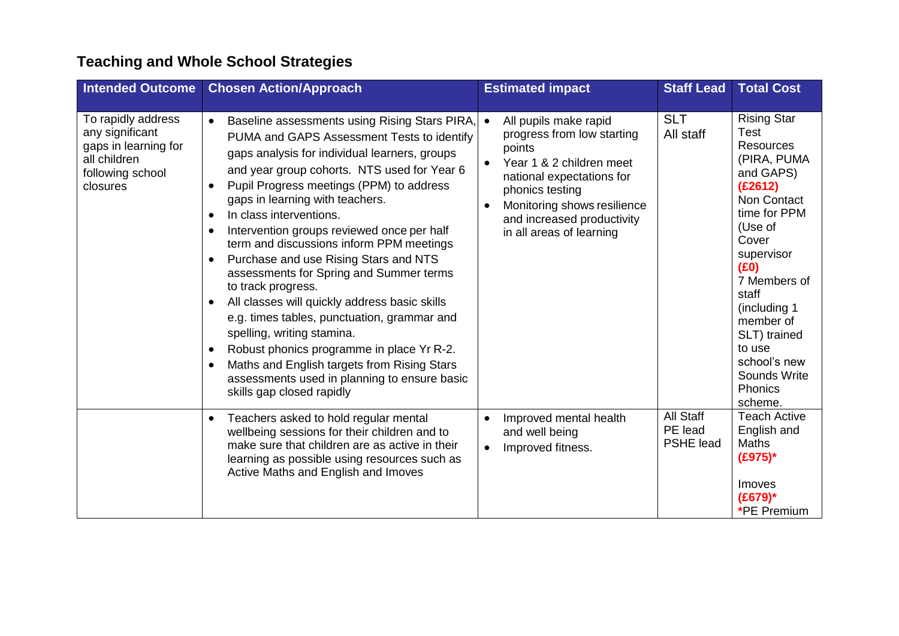## Teaching and Whole School Strategies

| Intended Outcome | Chosen Action/Approach | Estimated impact | Staff Lead | Total Cost |
|---|---|---|---|---|
| To rapidly address any significant gaps in learning for all children following school closures | • Baseline assessments using Rising Stars PIRA, PUMA and GAPS Assessment Tests to identify gaps analysis for individual learners, groups and year group cohorts. NTS used for Year 6<br>• Pupil Progress meetings (PPM) to address gaps in learning with teachers.<br>• In class interventions.<br>• Intervention groups reviewed once per half term and discussions inform PPM meetings<br>• Purchase and use Rising Stars and NTS assessments for Spring and Summer terms to track progress.<br>• All classes will quickly address basic skills e.g. times tables, punctuation, grammar and spelling, writing stamina.<br>• Robust phonics programme in place Yr R-2.<br>• Maths and English targets from Rising Stars assessments used in planning to ensure basic skills gap closed rapidly | • All pupils make rapid progress from low starting points<br>• Year 1 & 2 children meet national expectations for phonics testing<br>• Monitoring shows resilience and increased productivity in all areas of learning | SLT<br>All staff | Rising Star Test Resources (PIRA, PUMA and GAPS) **(£2612)**<br>Non Contact time for PPM (Use of Cover supervisor **(£0)**<br>7 Members of staff (including 1 member of SLT) trained to use school's new Sounds Write Phonics scheme. |
| | • Teachers asked to hold regular mental wellbeing sessions for their children and to make sure that children are as active in their learning as possible using resources such as Active Maths and English and Imoves | • Improved mental health and well being<br>• Improved fitness. | All Staff<br>PE lead<br>PSHE lead | Teach Active English and Maths **(£975)***<br><br>Imoves **(£679)***<br>***PE Premium** |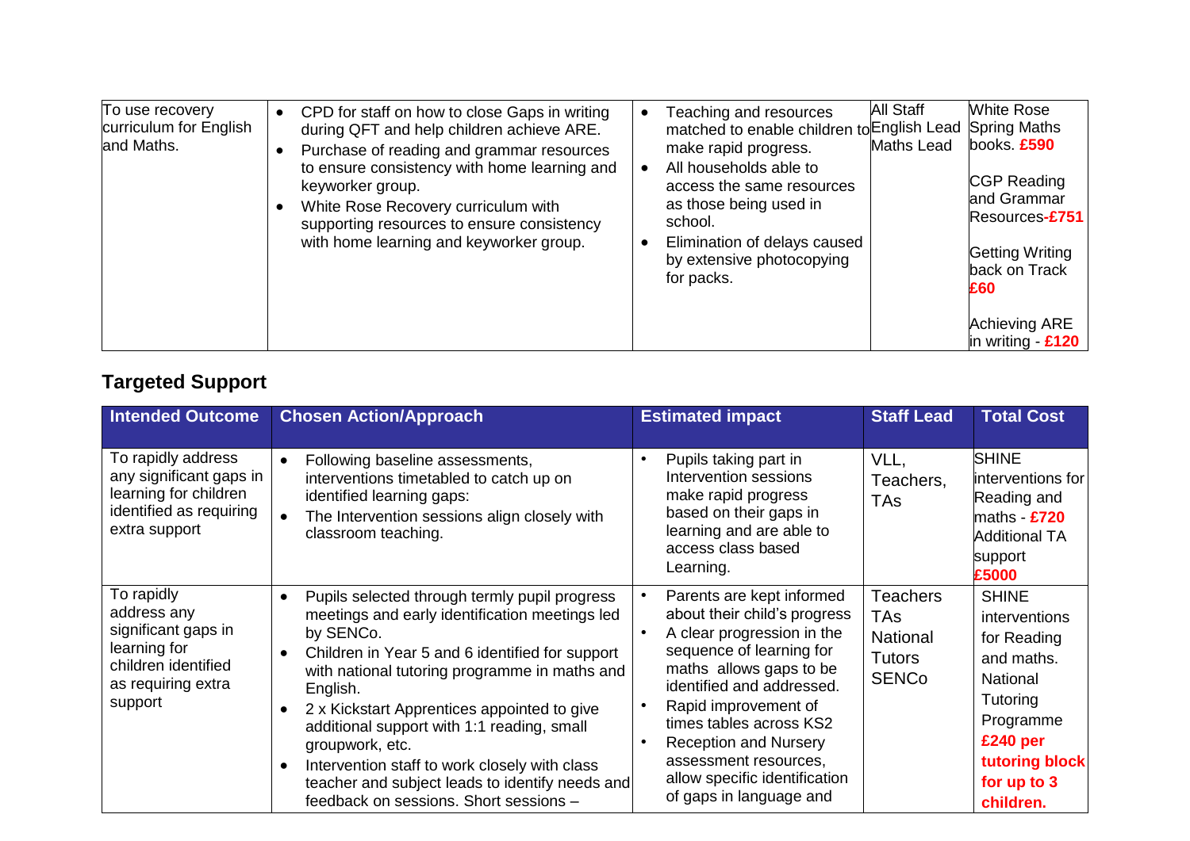| To use recovery curriculum for English and Maths. | • CPD for staff on how to close Gaps in writing during QFT and help children achieve ARE.<br>• Purchase of reading and grammar resources to ensure consistency with home learning and keyworker group.<br>• White Rose Recovery curriculum with supporting resources to ensure consistency with home learning and keyworker group. | • Teaching and resources matched to enable children to make rapid progress.<br>• All households able to access the same resources as those being used in school.<br>• Elimination of delays caused by extensive photocopying for packs. | All Staff<br>English Lead<br>Maths Lead | White Rose Spring Maths books. **£590**<br><br>CGP Reading and Grammar Resources-**£751**<br><br>Getting Writing back on Track **£60**<br><br>Achieving ARE in writing - **£120** |
|---|---|---|---|---|

## Targeted Support

| Intended Outcome | Chosen Action/Approach | Estimated impact | Staff Lead | Total Cost |
|---|---|---|---|---|
| To rapidly address any significant gaps in learning for children identified as requiring extra support | • Following baseline assessments, interventions timetabled to catch up on identified learning gaps:<br>• The Intervention sessions align closely with classroom teaching. | • Pupils taking part in Intervention sessions make rapid progress based on their gaps in learning and are able to access class based Learning. | VLL, Teachers, TAs | SHINE interventions for Reading and maths - **£720**<br>Additional TA support **£5000** |
| To rapidly address any significant gaps in learning for children identified as requiring extra support | • Pupils selected through termly pupil progress meetings and early identification meetings led by SENCo.<br>• Children in Year 5 and 6 identified for support with national tutoring programme in maths and English.<br>• 2 x Kickstart Apprentices appointed to give additional support with 1:1 reading, small groupwork, etc.<br>• Intervention staff to work closely with class teacher and subject leads to identify needs and feedback on sessions. Short sessions – | • Parents are kept informed about their child's progress<br>• A clear progression in the sequence of learning for maths allows gaps to be identified and addressed.<br>• Rapid improvement of times tables across KS2<br>• Reception and Nursery assessment resources, allow specific identification of gaps in language and | Teachers<br>TAs<br>National Tutors<br>SENCo | SHINE interventions for Reading and maths.<br>National Tutoring Programme<br>**£240 per tutoring block for up to 3 children.** |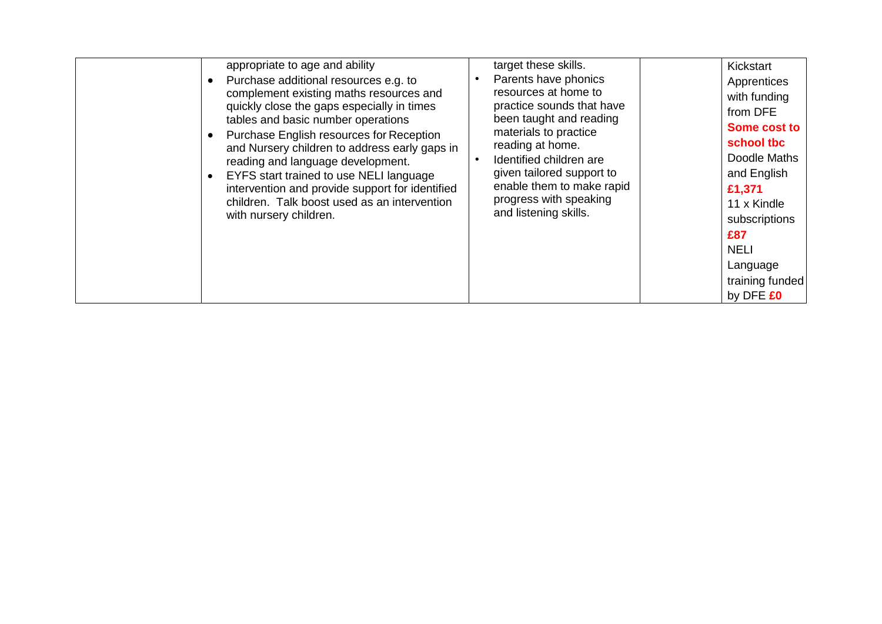|  |  |  |  |  |
|---|---|---|---|---|
|  | appropriate to age and ability<br>• Purchase additional resources e.g. to complement existing maths resources and quickly close the gaps especially in times tables and basic number operations<br>• Purchase English resources for Reception and Nursery children to address early gaps in reading and language development.<br>• EYFS start trained to use NELI language intervention and provide support for identified children. Talk boost used as an intervention with nursery children. | target these skills.<br>• Parents have phonics resources at home to practice sounds that have been taught and reading materials to practice reading at home.<br>• Identified children are given tailored support to enable them to make rapid progress with speaking and listening skills. |  | Kickstart Apprentices with funding from DFE **Some cost to school tbc**<br>Doodle Maths and English **£1,371**<br>11 x Kindle subscriptions **£87**<br>NELI Language training funded by DFE **£0** |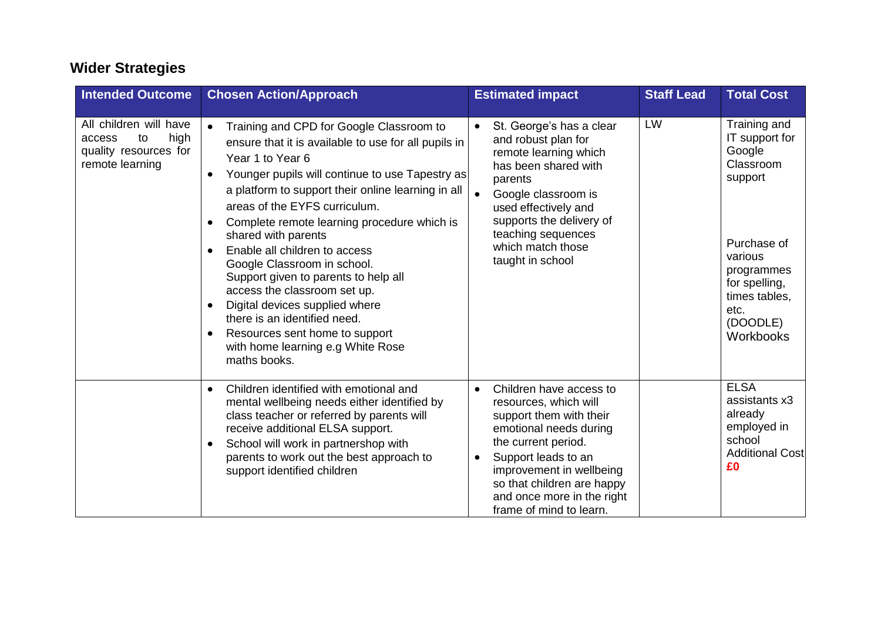## Wider Strategies

| Intended Outcome | Chosen Action/Approach | Estimated impact | Staff Lead | Total Cost |
|---|---|---|---|---|
| All children will have access to high quality resources for remote learning | • Training and CPD for Google Classroom to ensure that it is available to use for all pupils in Year 1 to Year 6<br>• Younger pupils will continue to use Tapestry as a platform to support their online learning in all areas of the EYFS curriculum.<br>• Complete remote learning procedure which is shared with parents<br>• Enable all children to access Google Classroom in school. Support given to parents to help all access the classroom set up.<br>• Digital devices supplied where there is an identified need.<br>• Resources sent home to support with home learning e.g White Rose maths books. | • St. George's has a clear and robust plan for remote learning which has been shared with parents<br>• Google classroom is used effectively and supports the delivery of teaching sequences which match those taught in school | LW | Training and IT support for Google Classroom support<br><br>Purchase of various programmes for spelling, times tables, etc. (DOODLE) Workbooks |
| | • Children identified with emotional and mental wellbeing needs either identified by class teacher or referred by parents will receive additional ELSA support.<br>• School will work in partnershop with parents to work out the best approach to support identified children | • Children have access to resources, which will support them with their emotional needs during the current period.<br>• Support leads to an improvement in wellbeing so that children are happy and once more in the right frame of mind to learn. | | ELSA assistants x3 already employed in school Additional Cost **£0** |